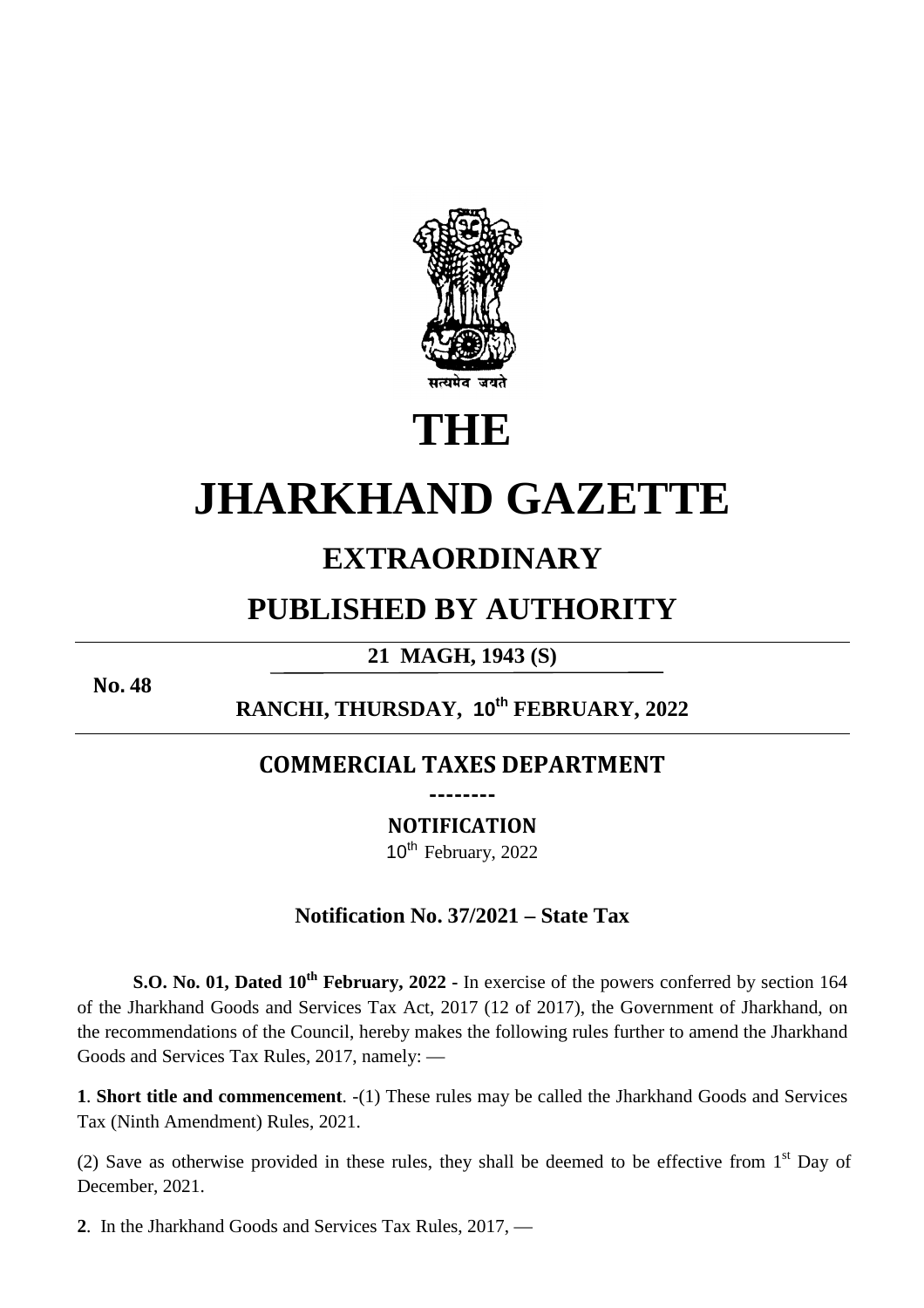सत्यमेव जयते

# THE

# JHARKHAND GAZETTE

## EXTRAORDINARY

## PUBLISHED BY AUTHORITY

**21 MAGH, 1943 (S)**

**No. 48**

**RANCHI, THURSDAY, 10th FEBRUARY, 2022**

## COMMERCIAL TAXES DEPARTMENT

--------

**NOTIFICATION**

10th February, 2022

### Notification No. 37/2021 – State Tax

**S.O. No. 01, Dated 10th February, 2022 -** In exercise of the powers conferred by section 164 of the Jharkhand Goods and Services Tax Act, 2017 (12 of 2017), the Government of Jharkhand, on the recommendations of the Council, hereby makes the following rules further to amend the Jharkhand Goods and Services Tax Rules, 2017, namely: —

**1**. **Short title and commencement**. -(1) These rules may be called the Jharkhand Goods and Services Tax (Ninth Amendment) Rules, 2021.

(2) Save as otherwise provided in these rules, they shall be deemed to be effective from 1st Day of December, 2021.

**2**. In the Jharkhand Goods and Services Tax Rules, 2017, —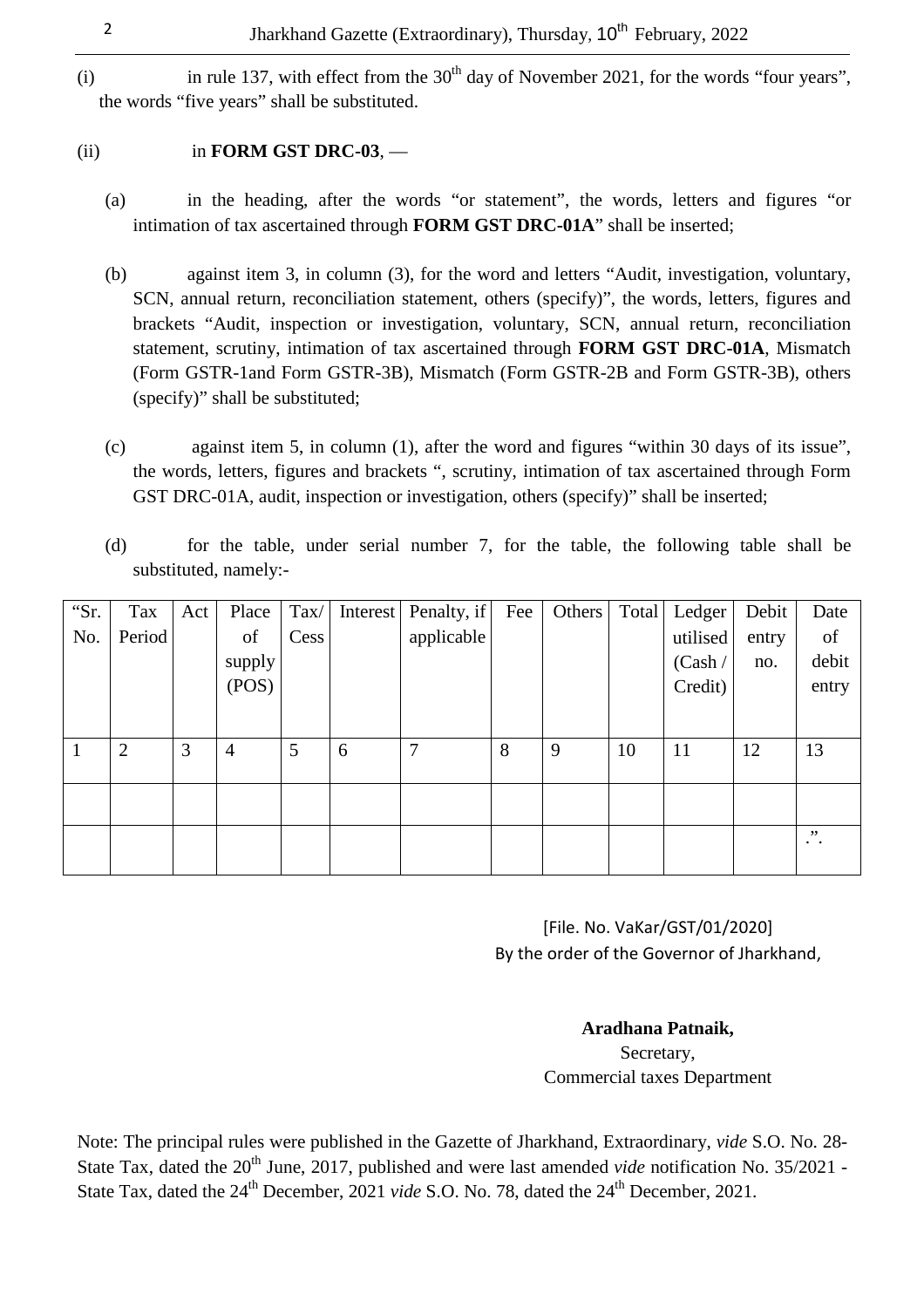(i) in rule 137, with effect from the 30th day of November 2021, for the words "four years", the words "five years" shall be substituted.

(ii) in **FORM GST DRC-03**, —

(a) in the heading, after the words "or statement", the words, letters and figures "or intimation of tax ascertained through **FORM GST DRC-01A**" shall be inserted;

(b) against item 3, in column (3), for the word and letters "Audit, investigation, voluntary, SCN, annual return, reconciliation statement, others (specify)", the words, letters, figures and brackets "Audit, inspection or investigation, voluntary, SCN, annual return, reconciliation statement, scrutiny, intimation of tax ascertained through **FORM GST DRC-01A**, Mismatch (Form GSTR-1and Form GSTR-3B), Mismatch (Form GSTR-2B and Form GSTR-3B), others (specify)" shall be substituted;

(c) against item 5, in column (1), after the word and figures "within 30 days of its issue", the words, letters, figures and brackets ", scrutiny, intimation of tax ascertained through Form GST DRC-01A, audit, inspection or investigation, others (specify)" shall be inserted;

(d) for the table, under serial number 7, for the table, the following table shall be substituted, namely:-

| "Sr. No. | Tax Period | Act | Place of supply (POS) | Tax/ Cess | Interest | Penalty, if applicable | Fee | Others | Total | Ledger utilised (Cash / Credit) | Debit entry no. | Date of debit entry |
|---|---|---|---|---|---|---|---|---|---|---|---|---|
| 1 | 2 | 3 | 4 | 5 | 6 | 7 | 8 | 9 | 10 | 11 | 12 | 13 |
| | | | | | | | | | | | | |
| | | | | | | | | | | | | .". |

[File. No. VaKar/GST/01/2020]
By the order of the Governor of Jharkhand,

**Aradhana Patnaik,**
Secretary,
Commercial taxes Department

Note: The principal rules were published in the Gazette of Jharkhand, Extraordinary, *vide* S.O. No. 28-State Tax, dated the 20th June, 2017, published and were last amended *vide* notification No. 35/2021 -State Tax, dated the 24th December, 2021 *vide* S.O. No. 78, dated the 24th December, 2021.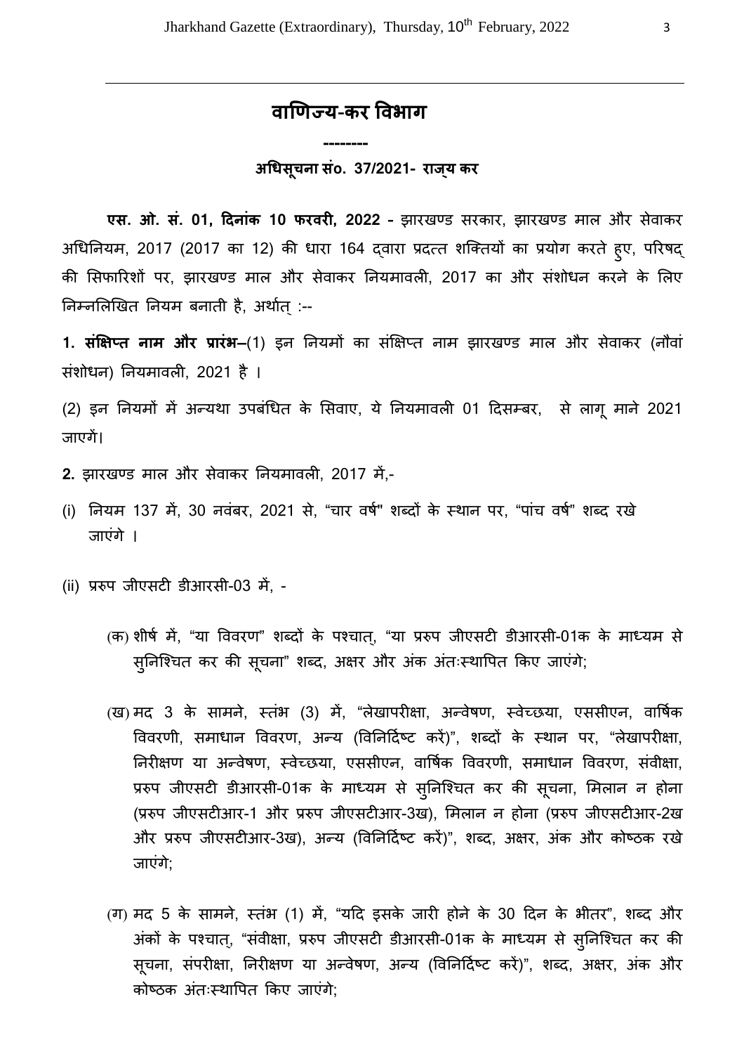## वाणिज्य-कर विभाग

--------

### अधिसूचना सं० 37/2021- राज्य कर

**एस. ओ. सं. 01, दिनांक 10 फरवरी, 2022 -** झारखण्ड सरकार, झारखण्ड माल और सेवाकर अधिनियम, 2017 (2017 का 12) की धारा 164 द्वारा प्रदत्त शक्तियों का प्रयोग करते हुए, परिषद् की सिफारिशों पर, झारखण्ड माल और सेवाकर नियमावली, 2017 का और संशोधन करने के लिए निम्नलिखित नियम बनाती है, अर्थात् :--

**1. संक्षिप्त नाम और प्रारंभ–**(1) इन नियमों का संक्षिप्त नाम झारखण्ड माल और सेवाकर (नौवां संशोधन) नियमावली, 2021 है ।

(2) इन नियमों में अन्यथा उपबंधित के सिवाए, ये नियमावली 01 दिसम्बर, से लागू माने 2021 जाएगें।

**2.** झारखण्ड माल और सेवाकर नियमावली, 2017 में,-

(i) नियम 137 में, 30 नवंबर, 2021 से, "चार वर्ष" शब्दों के स्थान पर, "पांच वर्ष" शब्द रखे जाएंगे ।

(ii) प्ररुप जीएसटी डीआरसी-03 में, -

(क) शीर्ष में, "या विवरण" शब्दों के पश्चात्, "या प्ररुप जीएसटी डीआरसी-01क के माध्यम से सुनिश्चित कर की सूचना" शब्द, अक्षर और अंक अंतःस्थापित किए जाएंगे;

(ख) मद 3 के सामने, स्तंभ (3) में, "लेखापरीक्षा, अन्वेषण, स्वेच्छया, एससीएन, वार्षिक विवरणी, समाधान विवरण, अन्य (विनिर्दिष्ट करें)", शब्दों के स्थान पर, "लेखापरीक्षा, निरीक्षण या अन्वेषण, स्वेच्छया, एससीएन, वार्षिक विवरणी, समाधान विवरण, संवीक्षा, प्ररुप जीएसटी डीआरसी-01क के माध्यम से सुनिश्चित कर की सूचना, मिलान न होना (प्ररुप जीएसटीआर-1 और प्ररुप जीएसटीआर-3ख), मिलान न होना (प्ररुप जीएसटीआर-2ख और प्ररुप जीएसटीआर-3ख), अन्य (विनिर्दिष्ट करें)", शब्द, अक्षर, अंक और कोष्ठक रखे जाएंगे;

(ग) मद 5 के सामने, स्तंभ (1) में, "यदि इसके जारी होने के 30 दिन के भीतर", शब्द और अंकों के पश्चात्, "संवीक्षा, प्ररुप जीएसटी डीआरसी-01क के माध्यम से सुनिश्चित कर की सूचना, संपरीक्षा, निरीक्षण या अन्वेषण, अन्य (विनिर्दिष्ट करें)", शब्द, अक्षर, अंक और कोष्ठक अंतःस्थापित किए जाएंगे;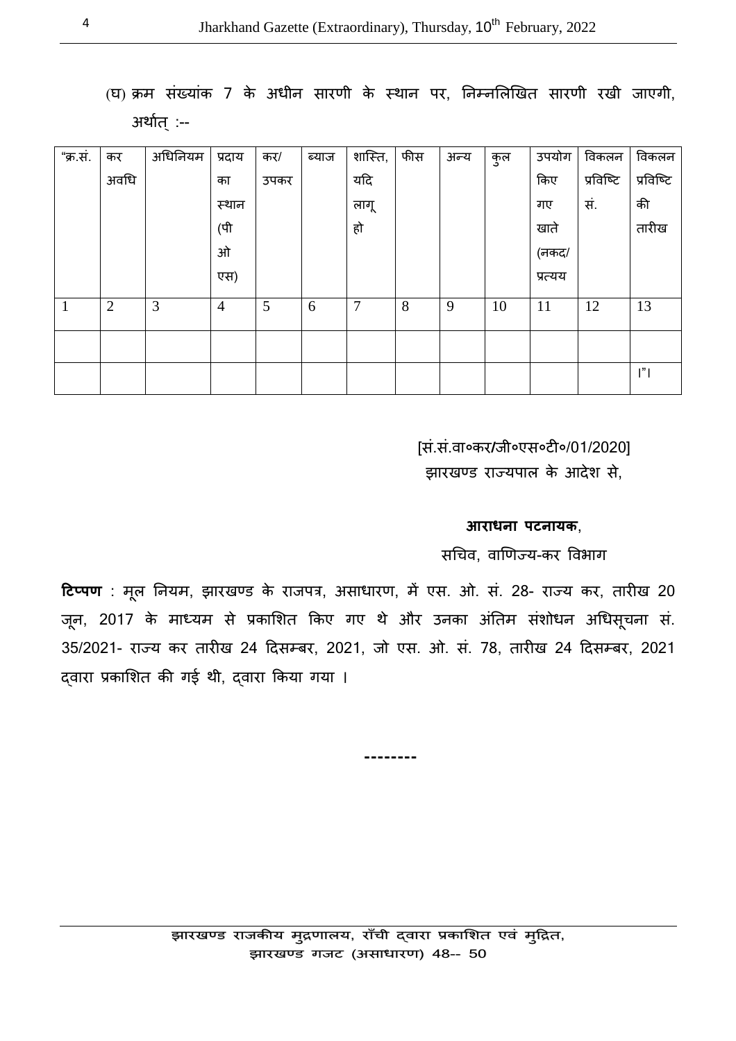(घ) क्रम संख्यांक 7 के अधीन सारणी के स्थान पर, निम्नलिखित सारणी रखी जाएगी, अर्थात् :--

| "क्र.सं. | कर अवधि | अधिनियम | प्रदाय का स्थान (पी ओ एस) | कर/ उपकर | ब्याज | शास्ति, यदि लागू हो | फीस | अन्य | कुल | उपयोग किए गए खाते (नकद/ प्रत्यय | विकलन प्रविष्टि सं. | विकलन प्रविष्टि की तारीख |
|---|---|---|---|---|---|---|---|---|---|---|---|---|
| 1 | 2 | 3 | 4 | 5 | 6 | 7 | 8 | 9 | 10 | 11 | 12 | 13 |
| | | | | | | | | | | | | |
| | | | | | | | | | | | | ।"। |

[सं.सं.वा०कर/जी०एस०टी०/01/2020]
झारखण्ड राज्यपाल के आदेश से,

**आराधना पटनायक**,
सचिव, वाणिज्य-कर विभाग

**टिप्पण** : मूल नियम, झारखण्ड के राजपत्र, असाधारण, में एस. ओ. सं. 28- राज्य कर, तारीख 20 जून, 2017 के माध्यम से प्रकाशित किए गए थे और उनका अंतिम संशोधन अधिसूचना सं. 35/2021- राज्य कर तारीख 24 दिसम्बर, 2021, जो एस. ओ. सं. 78, तारीख 24 दिसम्बर, 2021 द्वारा प्रकाशित की गई थी, द्वारा किया गया ।

--------

झारखण्ड राजकीय मुद्रणालय, राँची द्वारा प्रकाशित एवं मुद्रित,
झारखण्ड गजट (असाधारण) 48-- 50